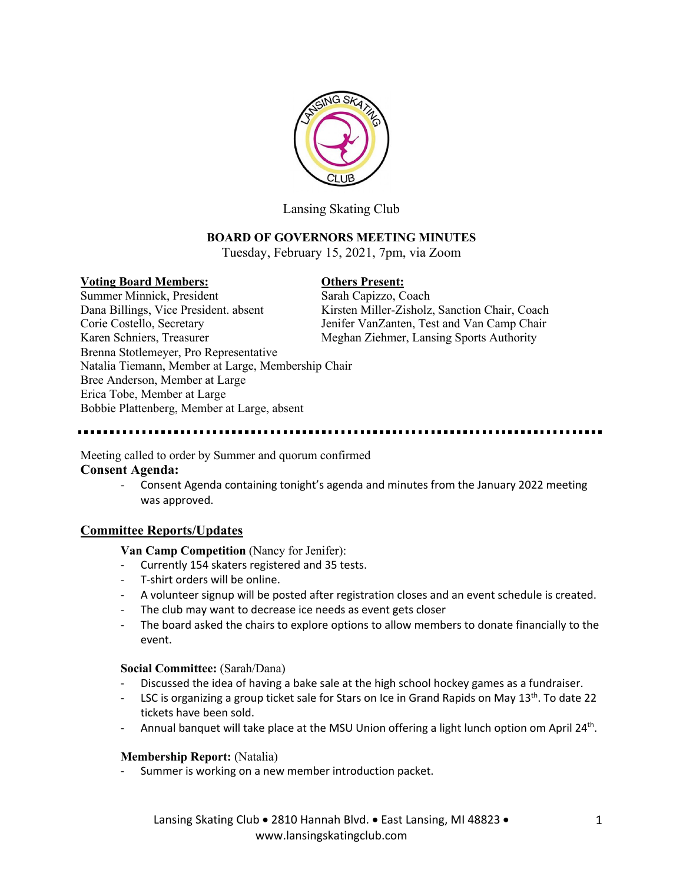Lansing Skating Club

**BOARD OF GOVERNORS MEETING MINUTES**

Tuesday, February 15, 2021, 7pm, via Zoom

**Voting Board Members:**

Summer Minnick, President
Dana Billings, Vice President. absent
Corie Costello, Secretary
Karen Schniers, Treasurer
Brenna Stotlemeyer, Pro Representative
Natalia Tiemann, Member at Large, Membership Chair
Bree Anderson, Member at Large
Erica Tobe, Member at Large
Bobbie Plattenberg, Member at Large, absent

**Others Present:**

Sarah Capizzo, Coach
Kirsten Miller-Zisholz, Sanction Chair, Coach
Jenifer VanZanten, Test and Van Camp Chair
Meghan Ziehmer, Lansing Sports Authority

---

Meeting called to order by Summer and quorum confirmed

**Consent Agenda:**

- Consent Agenda containing tonight's agenda and minutes from the January 2022 meeting was approved.

## Committee Reports/Updates

**Van Camp Competition** (Nancy for Jenifer):

- Currently 154 skaters registered and 35 tests.
- T-shirt orders will be online.
- A volunteer signup will be posted after registration closes and an event schedule is created.
- The club may want to decrease ice needs as event gets closer
- The board asked the chairs to explore options to allow members to donate financially to the event.

**Social Committee:** (Sarah/Dana)

- Discussed the idea of having a bake sale at the high school hockey games as a fundraiser.
- LSC is organizing a group ticket sale for Stars on Ice in Grand Rapids on May 13th. To date 22 tickets have been sold.
- Annual banquet will take place at the MSU Union offering a light lunch option om April 24th.

**Membership Report:** (Natalia)

- Summer is working on a new member introduction packet.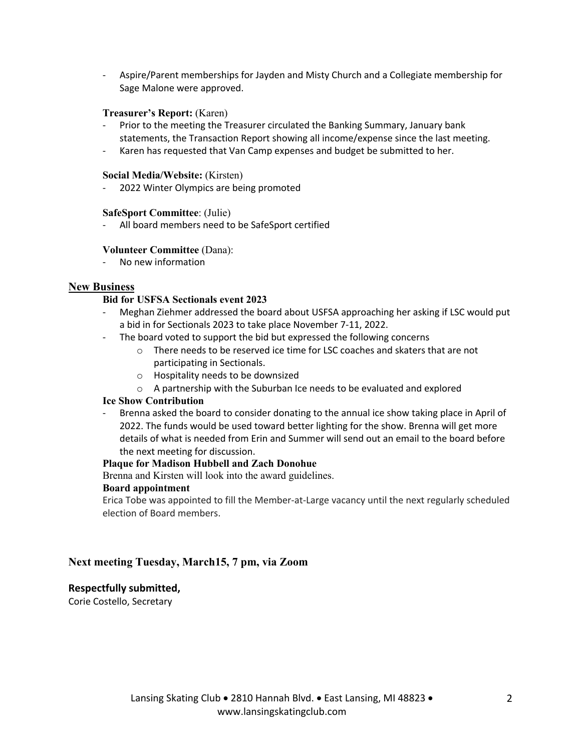- Aspire/Parent memberships for Jayden and Misty Church and a Collegiate membership for Sage Malone were approved.

**Treasurer's Report:** (Karen)

- Prior to the meeting the Treasurer circulated the Banking Summary, January bank statements, the Transaction Report showing all income/expense since the last meeting.
- Karen has requested that Van Camp expenses and budget be submitted to her.

**Social Media/Website:** (Kirsten)

- 2022 Winter Olympics are being promoted

**SafeSport Committee**: (Julie)

- All board members need to be SafeSport certified

**Volunteer Committee** (Dana):

- No new information

## New Business

**Bid for USFSA Sectionals event 2023**

- Meghan Ziehmer addressed the board about USFSA approaching her asking if LSC would put a bid in for Sectionals 2023 to take place November 7-11, 2022.
- The board voted to support the bid but expressed the following concerns
    - There needs to be reserved ice time for LSC coaches and skaters that are not participating in Sectionals.
    - Hospitality needs to be downsized
    - A partnership with the Suburban Ice needs to be evaluated and explored

**Ice Show Contribution**

- Brenna asked the board to consider donating to the annual ice show taking place in April of 2022. The funds would be used toward better lighting for the show. Brenna will get more details of what is needed from Erin and Summer will send out an email to the board before the next meeting for discussion.

**Plaque for Madison Hubbell and Zach Donohue**

Brenna and Kirsten will look into the award guidelines.

**Board appointment**

Erica Tobe was appointed to fill the Member-at-Large vacancy until the next regularly scheduled election of Board members.

### Next meeting Tuesday, March15, 7 pm, via Zoom

**Respectfully submitted,**
Corie Costello, Secretary

Lansing Skating Club • 2810 Hannah Blvd. • East Lansing, MI 48823 • www.lansingskatingclub.com